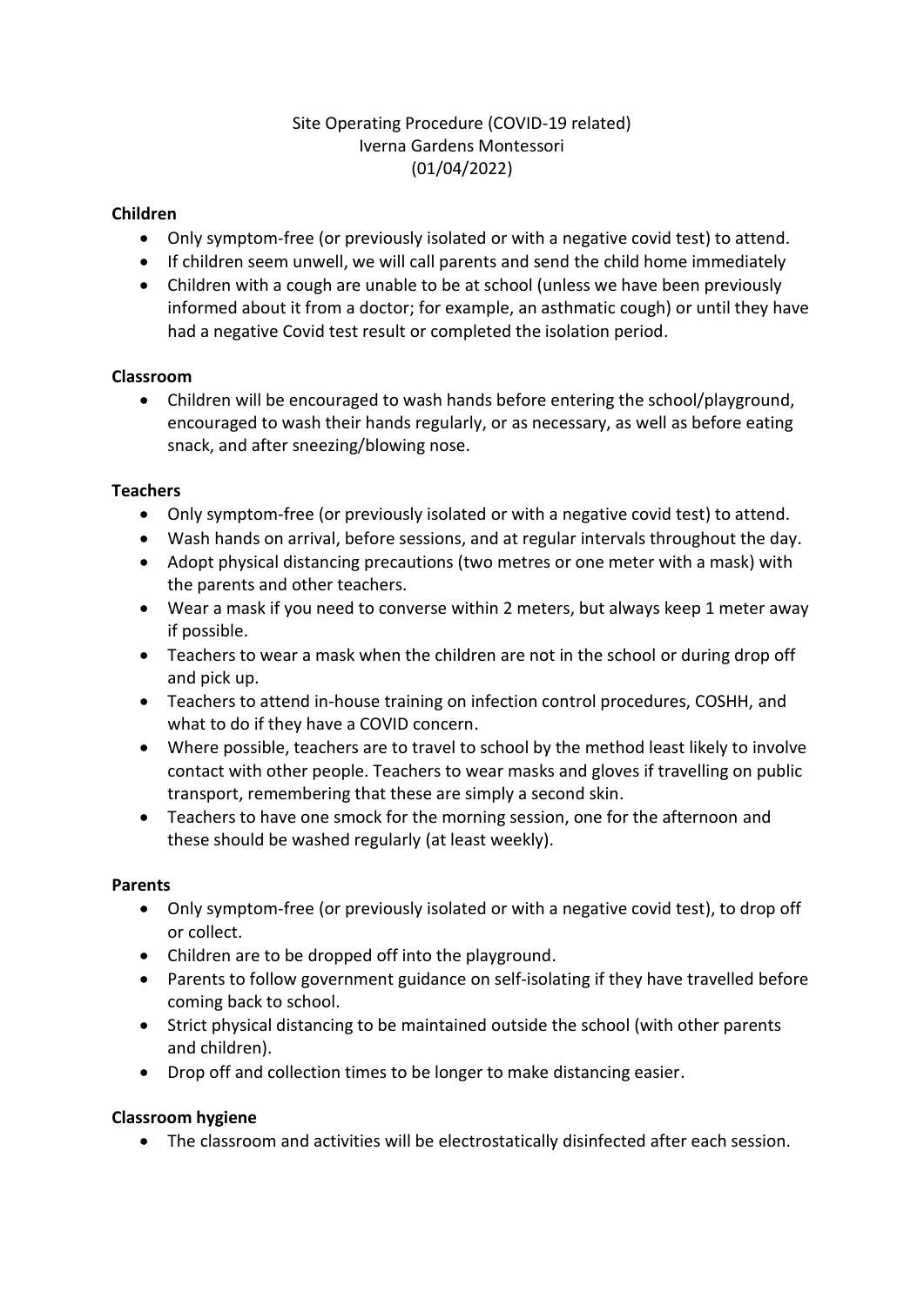Site Operating Procedure (COVID-19 related)
Iverna Gardens Montessori
(01/04/2022)

**Children**

- Only symptom-free (or previously isolated or with a negative covid test) to attend.
- If children seem unwell, we will call parents and send the child home immediately
- Children with a cough are unable to be at school (unless we have been previously informed about it from a doctor; for example, an asthmatic cough) or until they have had a negative Covid test result or completed the isolation period.

**Classroom**

- Children will be encouraged to wash hands before entering the school/playground, encouraged to wash their hands regularly, or as necessary, as well as before eating snack, and after sneezing/blowing nose.

**Teachers**

- Only symptom-free (or previously isolated or with a negative covid test) to attend.
- Wash hands on arrival, before sessions, and at regular intervals throughout the day.
- Adopt physical distancing precautions (two metres or one meter with a mask) with the parents and other teachers.
- Wear a mask if you need to converse within 2 meters, but always keep 1 meter away if possible.
- Teachers to wear a mask when the children are not in the school or during drop off and pick up.
- Teachers to attend in-house training on infection control procedures, COSHH, and what to do if they have a COVID concern.
- Where possible, teachers are to travel to school by the method least likely to involve contact with other people. Teachers to wear masks and gloves if travelling on public transport, remembering that these are simply a second skin.
- Teachers to have one smock for the morning session, one for the afternoon and these should be washed regularly (at least weekly).

**Parents**

- Only symptom-free (or previously isolated or with a negative covid test), to drop off or collect.
- Children are to be dropped off into the playground.
- Parents to follow government guidance on self-isolating if they have travelled before coming back to school.
- Strict physical distancing to be maintained outside the school (with other parents and children).
- Drop off and collection times to be longer to make distancing easier.

**Classroom hygiene**

- The classroom and activities will be electrostatically disinfected after each session.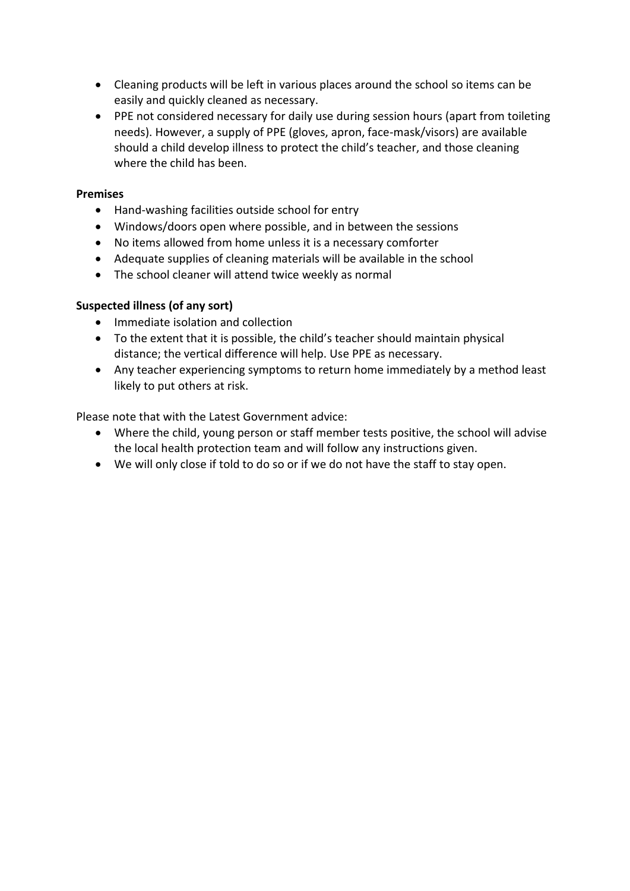- Cleaning products will be left in various places around the school so items can be easily and quickly cleaned as necessary.
- PPE not considered necessary for daily use during session hours (apart from toileting needs). However, a supply of PPE (gloves, apron, face-mask/visors) are available should a child develop illness to protect the child's teacher, and those cleaning where the child has been.

**Premises**

- Hand-washing facilities outside school for entry
- Windows/doors open where possible, and in between the sessions
- No items allowed from home unless it is a necessary comforter
- Adequate supplies of cleaning materials will be available in the school
- The school cleaner will attend twice weekly as normal

**Suspected illness (of any sort)**

- Immediate isolation and collection
- To the extent that it is possible, the child's teacher should maintain physical distance; the vertical difference will help. Use PPE as necessary.
- Any teacher experiencing symptoms to return home immediately by a method least likely to put others at risk.

Please note that with the Latest Government advice:

- Where the child, young person or staff member tests positive, the school will advise the local health protection team and will follow any instructions given.
- We will only close if told to do so or if we do not have the staff to stay open.